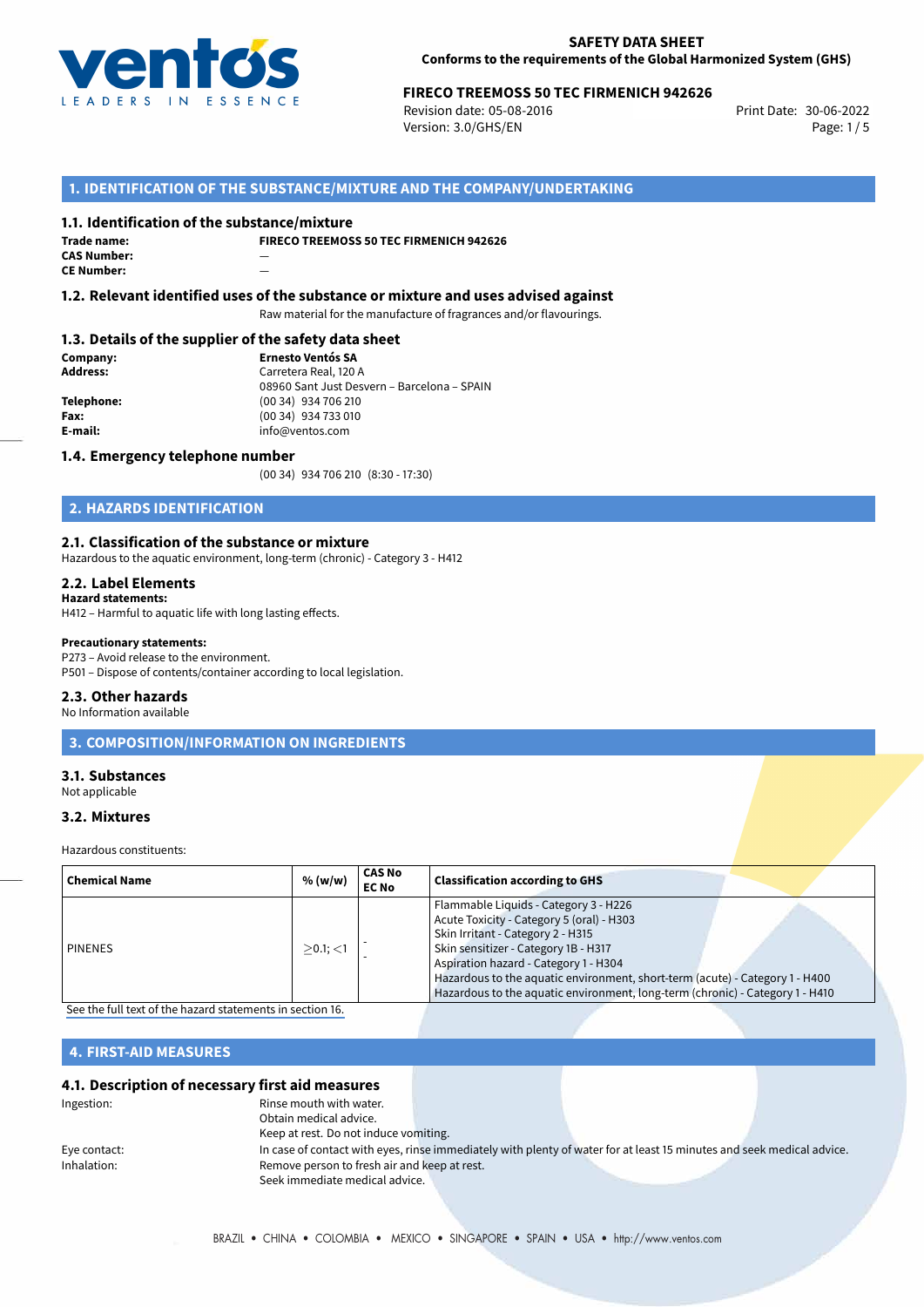**SAFETY DATA SHEET**
**Conforms to the requirements of the Global Harmonized System (GHS)**

**FIRECO TREEMOSS 50 TEC FIRMENICH 942626**
Revision date: 05-08-2016
Version: 3.0/GHS/EN
Print Date: 30-06-2022

## 1. IDENTIFICATION OF THE SUBSTANCE/MIXTURE AND THE COMPANY/UNDERTAKING

### 1.1. Identification of the substance/mixture

**Trade name:** **FIRECO TREEMOSS 50 TEC FIRMENICH 942626**
**CAS Number:** —
**CE Number:** —

### 1.2. Relevant identified uses of the substance or mixture and uses advised against

Raw material for the manufacture of fragrances and/or flavourings.

### 1.3. Details of the supplier of the safety data sheet

**Company:** **Ernesto Ventós SA**
**Address:** Carretera Real, 120 A
08960 Sant Just Desvern – Barcelona – SPAIN
**Telephone:** (00 34) 934 706 210
**Fax:** (00 34) 934 733 010
**E-mail:** info@ventos.com

### 1.4. Emergency telephone number

(00 34) 934 706 210 (8:30 - 17:30)

## 2. HAZARDS IDENTIFICATION

### 2.1. Classification of the substance or mixture

Hazardous to the aquatic environment, long-term (chronic) - Category 3 - H412

### 2.2. Label Elements

**Hazard statements:**
H412 – Harmful to aquatic life with long lasting effects.

**Precautionary statements:**
P273 – Avoid release to the environment.
P501 – Dispose of contents/container according to local legislation.

### 2.3. Other hazards

No Information available

## 3. COMPOSITION/INFORMATION ON INGREDIENTS

### 3.1. Substances

Not applicable

### 3.2. Mixtures

Hazardous constituents:

| Chemical Name | % (w/w) | CAS No EC No | Classification according to GHS |
|---|---|---|---|
| PINENES | ≥0.1; <1 | - - | Flammable Liquids - Category 3 - H226<br>Acute Toxicity - Category 5 (oral) - H303<br>Skin Irritant - Category 2 - H315<br>Skin sensitizer - Category 1B - H317<br>Aspiration hazard - Category 1 - H304<br>Hazardous to the aquatic environment, short-term (acute) - Category 1 - H400<br>Hazardous to the aquatic environment, long-term (chronic) - Category 1 - H410 |

See the full text of the hazard statements in section 16.

## 4. FIRST-AID MEASURES

### 4.1. Description of necessary first aid measures

Ingestion: Rinse mouth with water.
Obtain medical advice.
Keep at rest. Do not induce vomiting.

Eye contact: In case of contact with eyes, rinse immediately with plenty of water for at least 15 minutes and seek medical advice.

Inhalation: Remove person to fresh air and keep at rest.
Seek immediate medical advice.

BRAZIL • CHINA • COLOMBIA • MEXICO • SINGAPORE • SPAIN • USA • http://www.ventos.com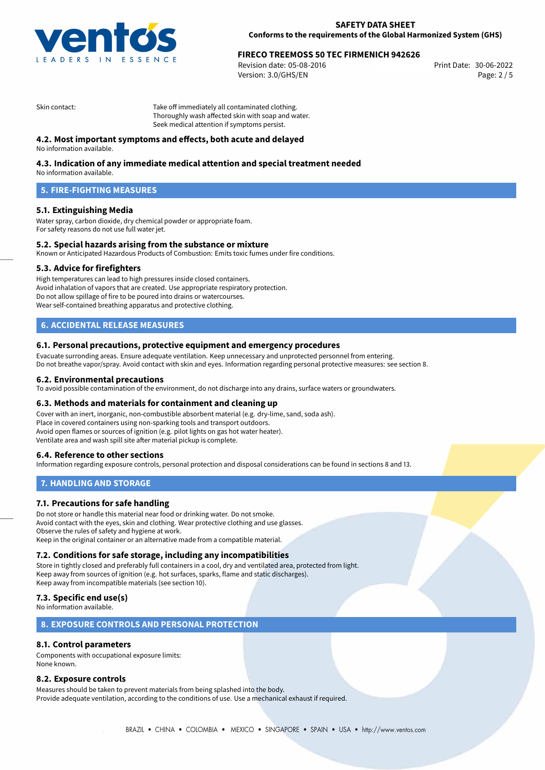Skin contact: Take off immediately all contaminated clothing.
Thoroughly wash affected skin with soap and water.
Seek medical attention if symptoms persist.

### 4.2. Most important symptoms and effects, both acute and delayed

No information available.

### 4.3. Indication of any immediate medical attention and special treatment needed

No information available.

## 5. FIRE-FIGHTING MEASURES

### 5.1. Extinguishing Media

Water spray, carbon dioxide, dry chemical powder or appropriate foam.
For safety reasons do not use full water jet.

### 5.2. Special hazards arising from the substance or mixture

Known or Anticipated Hazardous Products of Combustion: Emits toxic fumes under fire conditions.

### 5.3. Advice for firefighters

High temperatures can lead to high pressures inside closed containers.
Avoid inhalation of vapors that are created. Use appropriate respiratory protection.
Do not allow spillage of fire to be poured into drains or watercourses.
Wear self-contained breathing apparatus and protective clothing.

## 6. ACCIDENTAL RELEASE MEASURES

### 6.1. Personal precautions, protective equipment and emergency procedures

Evacuate surronding areas. Ensure adequate ventilation. Keep unnecessary and unprotected personnel from entering.
Do not breathe vapor/spray. Avoid contact with skin and eyes. Information regarding personal protective measures: see section 8.

### 6.2. Environmental precautions

To avoid possible contamination of the environment, do not discharge into any drains, surface waters or groundwaters.

### 6.3. Methods and materials for containment and cleaning up

Cover with an inert, inorganic, non-combustible absorbent material (e.g. dry-lime, sand, soda ash).
Place in covered containers using non-sparking tools and transport outdoors.
Avoid open flames or sources of ignition (e.g. pilot lights on gas hot water heater).
Ventilate area and wash spill site after material pickup is complete.

### 6.4. Reference to other sections

Information regarding exposure controls, personal protection and disposal considerations can be found in sections 8 and 13.

## 7. HANDLING AND STORAGE

### 7.1. Precautions for safe handling

Do not store or handle this material near food or drinking water. Do not smoke.
Avoid contact with the eyes, skin and clothing. Wear protective clothing and use glasses.
Observe the rules of safety and hygiene at work.
Keep in the original container or an alternative made from a compatible material.

### 7.2. Conditions for safe storage, including any incompatibilities

Store in tightly closed and preferably full containers in a cool, dry and ventilated area, protected from light.
Keep away from sources of ignition (e.g. hot surfaces, sparks, flame and static discharges).
Keep away from incompatible materials (see section 10).

### 7.3. Specific end use(s)

No information available.

## 8. EXPOSURE CONTROLS AND PERSONAL PROTECTION

### 8.1. Control parameters

Components with occupational exposure limits:
None known.

### 8.2. Exposure controls

Measures should be taken to prevent materials from being splashed into the body.
Provide adequate ventilation, according to the conditions of use. Use a mechanical exhaust if required.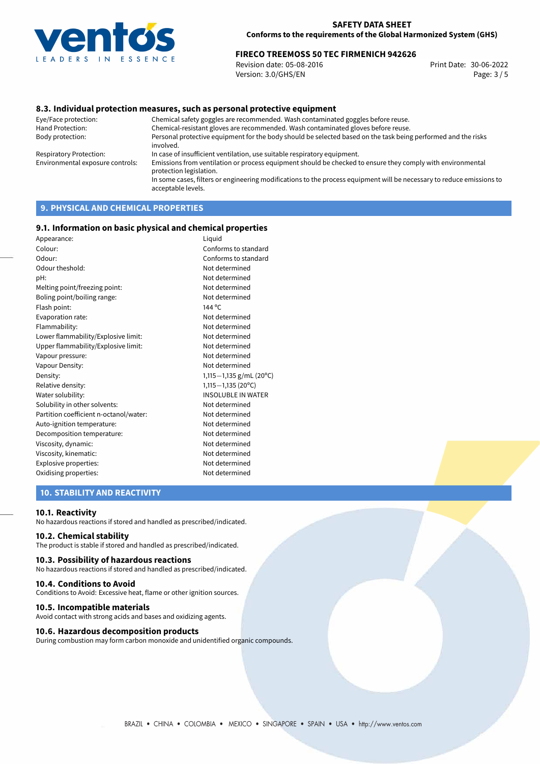### 8.3. Individual protection measures, such as personal protective equipment

| | |
|---|---|
| Eye/Face protection: | Chemical safety goggles are recommended. Wash contaminated goggles before reuse. |
| Hand Protection: | Chemical-resistant gloves are recommended. Wash contaminated gloves before reuse. |
| Body protection: | Personal protective equipment for the body should be selected based on the task being performed and the risks involved. |
| Respiratory Protection: | In case of insufficient ventilation, use suitable respiratory equipment. |
| Environmental exposure controls: | Emissions from ventilation or process equipment should be checked to ensure they comply with environmental protection legislation. In some cases, filters or engineering modifications to the process equipment will be necessary to reduce emissions to acceptable levels. |

## 9. PHYSICAL AND CHEMICAL PROPERTIES

### 9.1. Information on basic physical and chemical properties

| | |
|---|---|
| Appearance: | Liquid |
| Colour: | Conforms to standard |
| Odour: | Conforms to standard |
| Odour theshold: | Not determined |
| pH: | Not determined |
| Melting point/freezing point: | Not determined |
| Boling point/boiling range: | Not determined |
| Flash point: | 144 °C |
| Evaporation rate: | Not determined |
| Flammability: | Not determined |
| Lower flammability/Explosive limit: | Not determined |
| Upper flammability/Explosive limit: | Not determined |
| Vapour pressure: | Not determined |
| Vapour Density: | Not determined |
| Density: | 1,115—1,135 g/mL (20°C) |
| Relative density: | 1,115—1,135 (20°C) |
| Water solubility: | INSOLUBLE IN WATER |
| Solubility in other solvents: | Not determined |
| Partition coefficient n-octanol/water: | Not determined |
| Auto-ignition temperature: | Not determined |
| Decomposition temperature: | Not determined |
| Viscosity, dynamic: | Not determined |
| Viscosity, kinematic: | Not determined |
| Explosive properties: | Not determined |
| Oxidising properties: | Not determined |

## 10. STABILITY AND REACTIVITY

### 10.1. Reactivity

No hazardous reactions if stored and handled as prescribed/indicated.

### 10.2. Chemical stability

The product is stable if stored and handled as prescribed/indicated.

### 10.3. Possibility of hazardous reactions

No hazardous reactions if stored and handled as prescribed/indicated.

### 10.4. Conditions to Avoid

Conditions to Avoid: Excessive heat, flame or other ignition sources.

### 10.5. Incompatible materials

Avoid contact with strong acids and bases and oxidizing agents.

### 10.6. Hazardous decomposition products

During combustion may form carbon monoxide and unidentified organic compounds.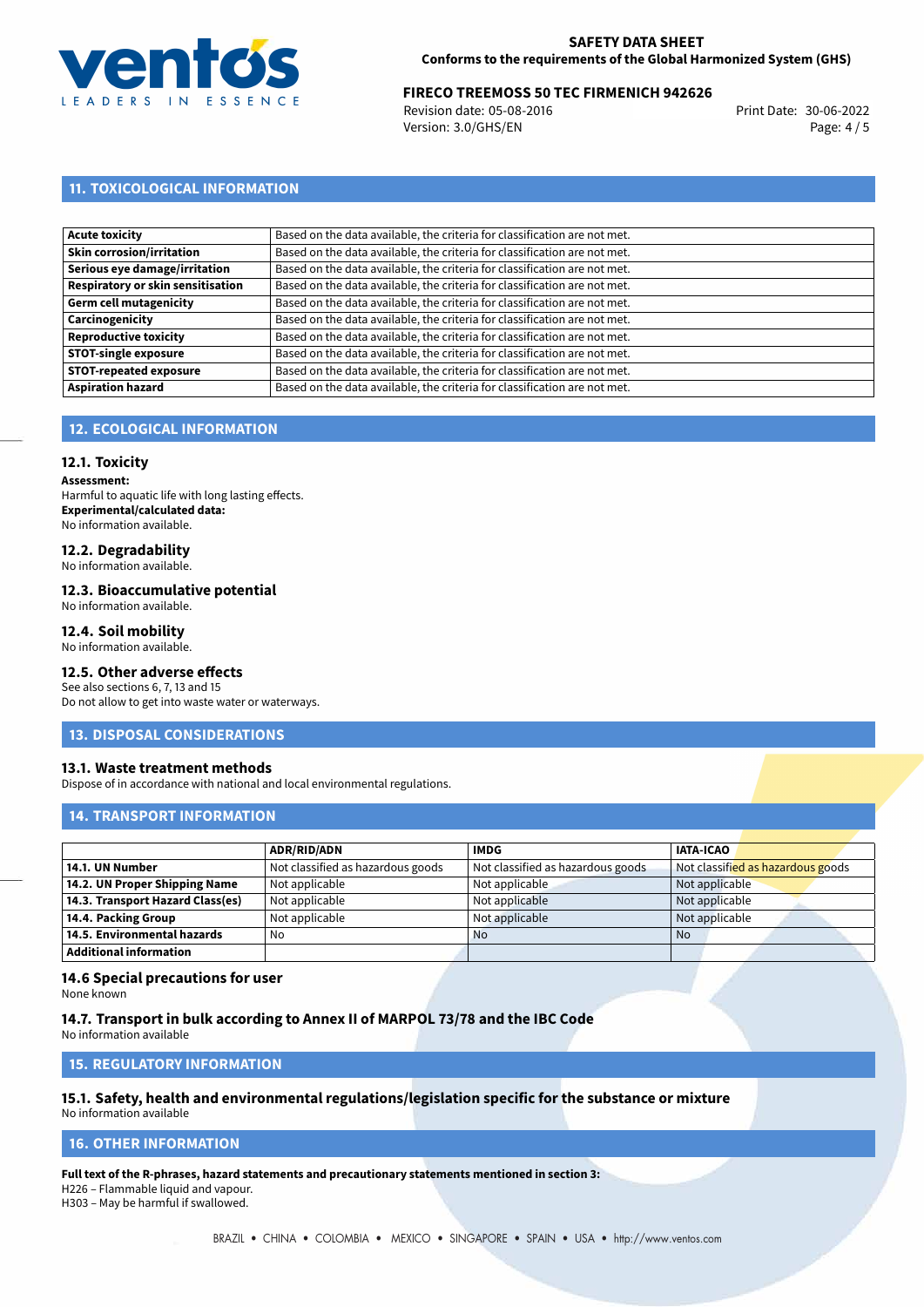## 11. TOXICOLOGICAL INFORMATION

| | |
|---|---|
| **Acute toxicity** | Based on the data available, the criteria for classification are not met. |
| **Skin corrosion/irritation** | Based on the data available, the criteria for classification are not met. |
| **Serious eye damage/irritation** | Based on the data available, the criteria for classification are not met. |
| **Respiratory or skin sensitisation** | Based on the data available, the criteria for classification are not met. |
| **Germ cell mutagenicity** | Based on the data available, the criteria for classification are not met. |
| **Carcinogenicity** | Based on the data available, the criteria for classification are not met. |
| **Reproductive toxicity** | Based on the data available, the criteria for classification are not met. |
| **STOT-single exposure** | Based on the data available, the criteria for classification are not met. |
| **STOT-repeated exposure** | Based on the data available, the criteria for classification are not met. |
| **Aspiration hazard** | Based on the data available, the criteria for classification are not met. |

## 12. ECOLOGICAL INFORMATION

### 12.1. Toxicity

**Assessment:**
Harmful to aquatic life with long lasting effects.
**Experimental/calculated data:**
No information available.

### 12.2. Degradability

No information available.

### 12.3. Bioaccumulative potential

No information available.

### 12.4. Soil mobility

No information available.

### 12.5. Other adverse effects

See also sections 6, 7, 13 and 15
Do not allow to get into waste water or waterways.

## 13. DISPOSAL CONSIDERATIONS

### 13.1. Waste treatment methods

Dispose of in accordance with national and local environmental regulations.

## 14. TRANSPORT INFORMATION

| | ADR/RID/ADN | IMDG | IATA-ICAO |
|---|---|---|---|
| **14.1. UN Number** | Not classified as hazardous goods | Not classified as hazardous goods | Not classified as hazardous goods |
| **14.2. UN Proper Shipping Name** | Not applicable | Not applicable | Not applicable |
| **14.3. Transport Hazard Class(es)** | Not applicable | Not applicable | Not applicable |
| **14.4. Packing Group** | Not applicable | Not applicable | Not applicable |
| **14.5. Environmental hazards** | No | No | No |
| **Additional information** | | | |

### 14.6 Special precautions for user

None known

### 14.7. Transport in bulk according to Annex II of MARPOL 73/78 and the IBC Code

No information available

## 15. REGULATORY INFORMATION

### 15.1. Safety, health and environmental regulations/legislation specific for the substance or mixture

No information available

## 16. OTHER INFORMATION

**Full text of the R-phrases, hazard statements and precautionary statements mentioned in section 3:**
H226 – Flammable liquid and vapour.
H303 – May be harmful if swallowed.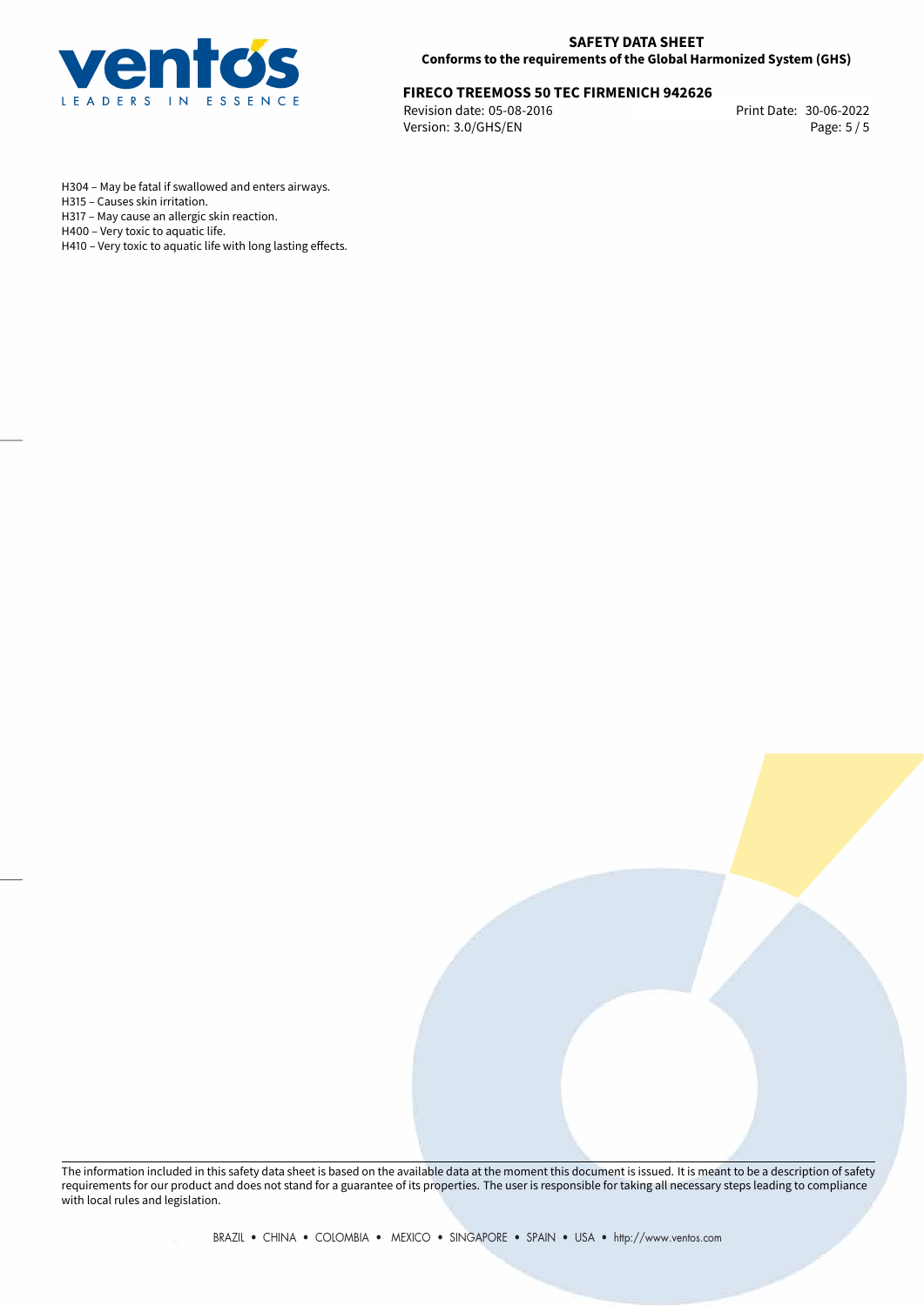H304 – May be fatal if swallowed and enters airways.
H315 – Causes skin irritation.
H317 – May cause an allergic skin reaction.
H400 – Very toxic to aquatic life.
H410 – Very toxic to aquatic life with long lasting effects.

The information included in this safety data sheet is based on the available data at the moment this document is issued. It is meant to be a description of safety requirements for our product and does not stand for a guarantee of its properties. The user is responsible for taking all necessary steps leading to compliance with local rules and legislation.